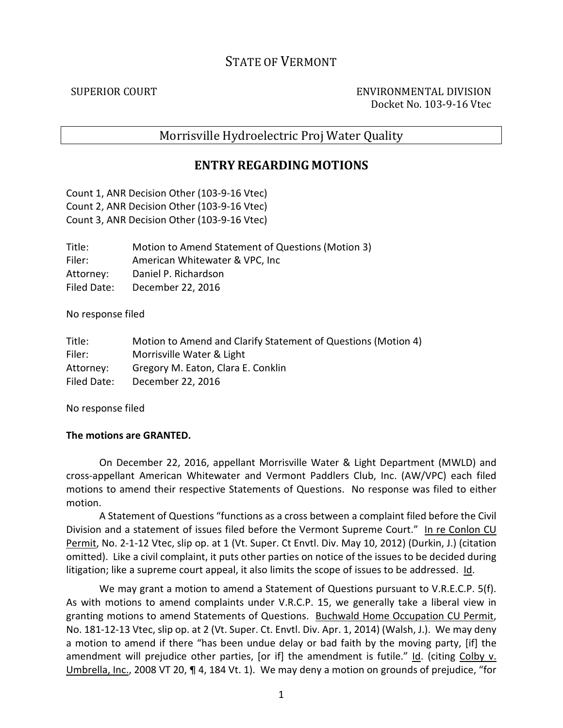# STATE OF VERMONT

SUPERIOR COURT ENVIRONMENTAL DIVISION
Docket No. 103-9-16 Vtec

## Morrisville Hydroelectric Proj Water Quality

## ENTRY REGARDING MOTIONS

Count 1, ANR Decision Other (103-9-16 Vtec)
Count 2, ANR Decision Other (103-9-16 Vtec)
Count 3, ANR Decision Other (103-9-16 Vtec)

Title: Motion to Amend Statement of Questions (Motion 3)
Filer: American Whitewater & VPC, Inc
Attorney: Daniel P. Richardson
Filed Date: December 22, 2016

No response filed

Title: Motion to Amend and Clarify Statement of Questions (Motion 4)
Filer: Morrisville Water & Light
Attorney: Gregory M. Eaton, Clara E. Conklin
Filed Date: December 22, 2016

No response filed

**The motions are GRANTED.**

On December 22, 2016, appellant Morrisville Water & Light Department (MWLD) and cross-appellant American Whitewater and Vermont Paddlers Club, Inc. (AW/VPC) each filed motions to amend their respective Statements of Questions. No response was filed to either motion.

A Statement of Questions "functions as a cross between a complaint filed before the Civil Division and a statement of issues filed before the Vermont Supreme Court." In re Conlon CU Permit, No. 2-1-12 Vtec, slip op. at 1 (Vt. Super. Ct Envtl. Div. May 10, 2012) (Durkin, J.) (citation omitted). Like a civil complaint, it puts other parties on notice of the issues to be decided during litigation; like a supreme court appeal, it also limits the scope of issues to be addressed. Id.

We may grant a motion to amend a Statement of Questions pursuant to V.R.E.C.P. 5(f). As with motions to amend complaints under V.R.C.P. 15, we generally take a liberal view in granting motions to amend Statements of Questions. Buchwald Home Occupation CU Permit, No. 181-12-13 Vtec, slip op. at 2 (Vt. Super. Ct. Envtl. Div. Apr. 1, 2014) (Walsh, J.). We may deny a motion to amend if there "has been undue delay or bad faith by the moving party, [if] the amendment will prejudice other parties, [or if] the amendment is futile." Id. (citing Colby v. Umbrella, Inc., 2008 VT 20, ¶ 4, 184 Vt. 1). We may deny a motion on grounds of prejudice, "for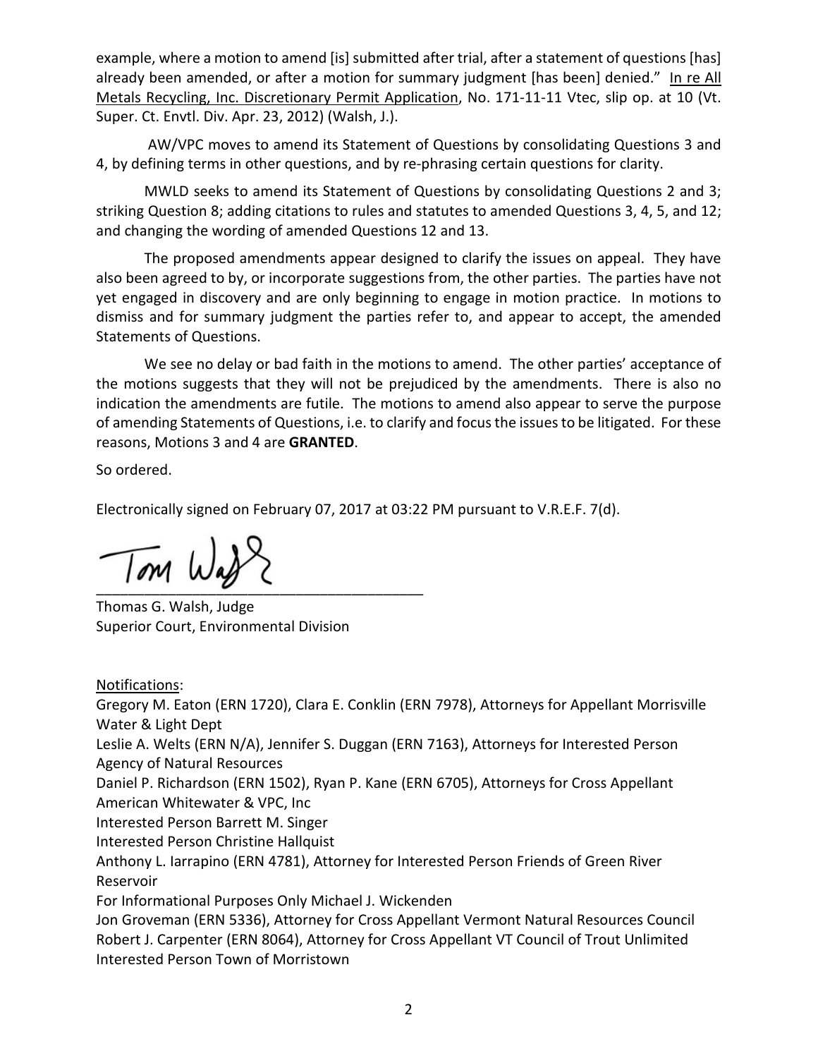example, where a motion to amend [is] submitted after trial, after a statement of questions [has] already been amended, or after a motion for summary judgment [has been] denied." In re All Metals Recycling, Inc. Discretionary Permit Application, No. 171-11-11 Vtec, slip op. at 10 (Vt. Super. Ct. Envtl. Div. Apr. 23, 2012) (Walsh, J.).

AW/VPC moves to amend its Statement of Questions by consolidating Questions 3 and 4, by defining terms in other questions, and by re-phrasing certain questions for clarity.

MWLD seeks to amend its Statement of Questions by consolidating Questions 2 and 3; striking Question 8; adding citations to rules and statutes to amended Questions 3, 4, 5, and 12; and changing the wording of amended Questions 12 and 13.

The proposed amendments appear designed to clarify the issues on appeal. They have also been agreed to by, or incorporate suggestions from, the other parties. The parties have not yet engaged in discovery and are only beginning to engage in motion practice. In motions to dismiss and for summary judgment the parties refer to, and appear to accept, the amended Statements of Questions.

We see no delay or bad faith in the motions to amend. The other parties' acceptance of the motions suggests that they will not be prejudiced by the amendments. There is also no indication the amendments are futile. The motions to amend also appear to serve the purpose of amending Statements of Questions, i.e. to clarify and focus the issues to be litigated. For these reasons, Motions 3 and 4 are **GRANTED**.

So ordered.

Electronically signed on February 07, 2017 at 03:22 PM pursuant to V.R.E.F. 7(d).

\_\_\_\_\_\_\_\_\_\_\_\_\_\_\_\_\_\_\_\_\_\_\_\_\_\_\_\_\_\_\_\_\_\_\_\_\_\_\_\_
Thomas G. Walsh, Judge
Superior Court, Environmental Division

Notifications:
Gregory M. Eaton (ERN 1720), Clara E. Conklin (ERN 7978), Attorneys for Appellant Morrisville Water & Light Dept
Leslie A. Welts (ERN N/A), Jennifer S. Duggan (ERN 7163), Attorneys for Interested Person Agency of Natural Resources
Daniel P. Richardson (ERN 1502), Ryan P. Kane (ERN 6705), Attorneys for Cross Appellant American Whitewater & VPC, Inc
Interested Person Barrett M. Singer
Interested Person Christine Hallquist
Anthony L. Iarrapino (ERN 4781), Attorney for Interested Person Friends of Green River Reservoir
For Informational Purposes Only Michael J. Wickenden
Jon Groveman (ERN 5336), Attorney for Cross Appellant Vermont Natural Resources Council
Robert J. Carpenter (ERN 8064), Attorney for Cross Appellant VT Council of Trout Unlimited
Interested Person Town of Morristown